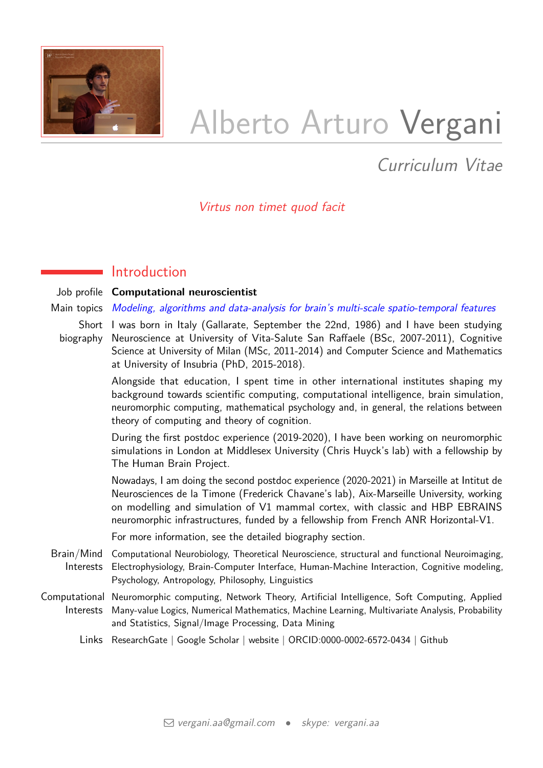# Alberto Arturo Vergani

*Curriculum Vitae*

*Virtus non timet quod facit*

## Introduction

**Job profile** **Computational neuroscientist**

**Main topics** *Modeling, algorithms and data-analysis for brain's multi-scale spatio-temporal features*

**Short biography** I was born in Italy (Gallarate, September the 22nd, 1986) and I have been studying Neuroscience at University of Vita-Salute San Raffaele (BSc, 2007-2011), Cognitive Science at University of Milan (MSc, 2011-2014) and Computer Science and Mathematics at University of Insubria (PhD, 2015-2018).

Alongside that education, I spent time in other international institutes shaping my background towards scientific computing, computational intelligence, brain simulation, neuromorphic computing, mathematical psychology and, in general, the relations between theory of computing and theory of cognition.

During the first postdoc experience (2019-2020), I have been working on neuromorphic simulations in London at Middlesex University (Chris Huyck's lab) with a fellowship by The Human Brain Project.

Nowadays, I am doing the second postdoc experience (2020-2021) in Marseille at Intitut de Neurosciences de la Timone (Frederick Chavane's lab), Aix-Marseille University, working on modelling and simulation of V1 mammal cortex, with classic and HBP EBRAINS neuromorphic infrastructures, funded by a fellowship from French ANR Horizontal-V1.

For more information, see the detailed biography section.

**Brain/Mind Interests** Computational Neurobiology, Theoretical Neuroscience, structural and functional Neuroimaging, Electrophysiology, Brain-Computer Interface, Human-Machine Interaction, Cognitive modeling, Psychology, Antropology, Philosophy, Linguistics

**Computational Interests** Neuromorphic computing, Network Theory, Artificial Intelligence, Soft Computing, Applied Many-value Logics, Numerical Mathematics, Machine Learning, Multivariate Analysis, Probability and Statistics, Signal/Image Processing, Data Mining

**Links** ResearchGate | Google Scholar | website | ORCID:0000-0002-6572-0434 | Github

vergani.aa@gmail.com • skype: vergani.aa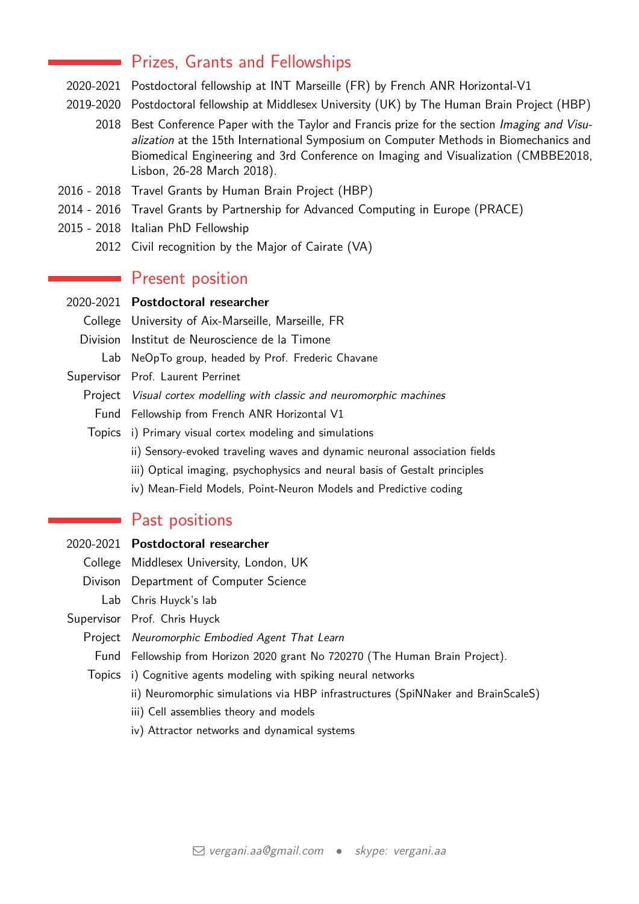## Prizes, Grants and Fellowships

- **2020-2021** Postdoctoral fellowship at INT Marseille (FR) by French ANR Horizontal-V1
- **2019-2020** Postdoctoral fellowship at Middlesex University (UK) by The Human Brain Project (HBP)
- **2018** Best Conference Paper with the Taylor and Francis prize for the section *Imaging and Visualization* at the 15th International Symposium on Computer Methods in Biomechanics and Biomedical Engineering and 3rd Conference on Imaging and Visualization (CMBBE2018, Lisbon, 26-28 March 2018).
- **2016 - 2018** Travel Grants by Human Brain Project (HBP)
- **2014 - 2016** Travel Grants by Partnership for Advanced Computing in Europe (PRACE)
- **2015 - 2018** Italian PhD Fellowship
- **2012** Civil recognition by the Major of Cairate (VA)

## Present position

**2020-2021** **Postdoctoral researcher**

- College: University of Aix-Marseille, Marseille, FR
- Division: Institut de Neuroscience de la Timone
- Lab: NeOpTo group, headed by Prof. Frederic Chavane
- Supervisor: Prof. Laurent Perrinet
- Project: *Visual cortex modelling with classic and neuromorphic machines*
- Fund: Fellowship from French ANR Horizontal V1
- Topics:
  - i) Primary visual cortex modeling and simulations
  - ii) Sensory-evoked traveling waves and dynamic neuronal association fields
  - iii) Optical imaging, psychophysics and neural basis of Gestalt principles
  - iv) Mean-Field Models, Point-Neuron Models and Predictive coding

## Past positions

**2020-2021** **Postdoctoral researcher**

- College: Middlesex University, London, UK
- Divison: Department of Computer Science
- Lab: Chris Huyck's lab
- Supervisor: Prof. Chris Huyck
- Project: *Neuromorphic Embodied Agent That Learn*
- Fund: Fellowship from Horizon 2020 grant No 720270 (The Human Brain Project).
- Topics:
  - i) Cognitive agents modeling with spiking neural networks
  - ii) Neuromorphic simulations via HBP infrastructures (SpiNNaker and BrainScaleS)
  - iii) Cell assemblies theory and models
  - iv) Attractor networks and dynamical systems

vergani.aa@gmail.com • skype: vergani.aa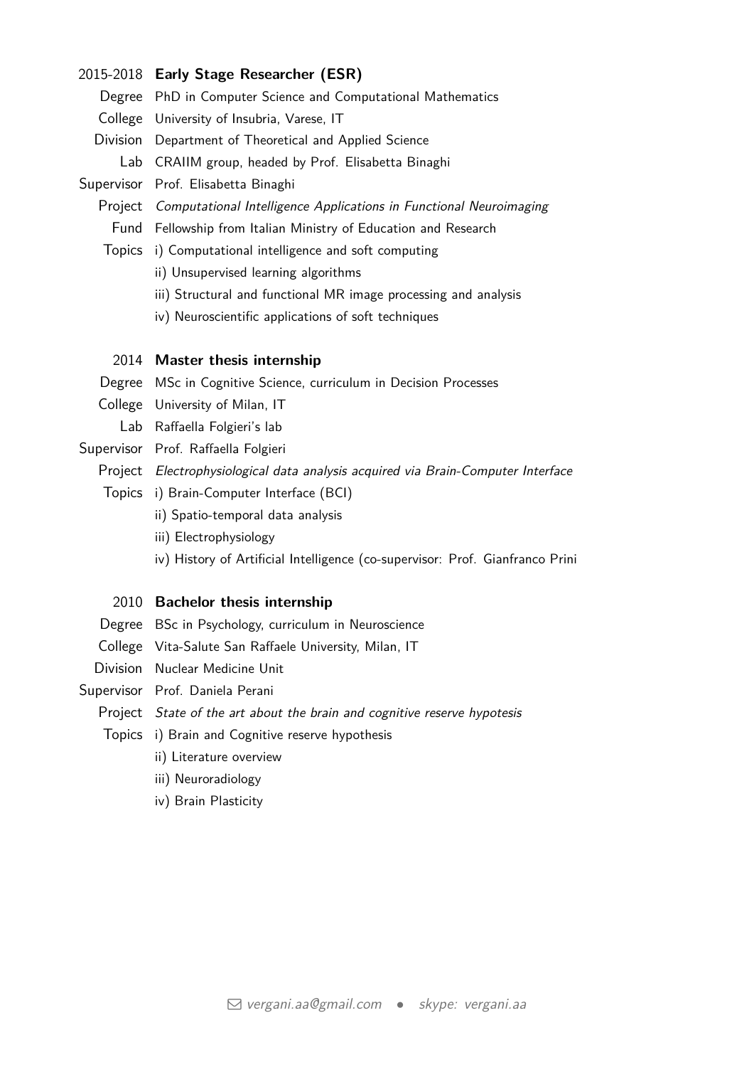2015-2018 **Early Stage Researcher (ESR)**

Degree PhD in Computer Science and Computational Mathematics

College University of Insubria, Varese, IT

Division Department of Theoretical and Applied Science

Lab CRAIIM group, headed by Prof. Elisabetta Binaghi

Supervisor Prof. Elisabetta Binaghi

Project *Computational Intelligence Applications in Functional Neuroimaging*

Fund Fellowship from Italian Ministry of Education and Research

Topics i) Computational intelligence and soft computing

ii) Unsupervised learning algorithms

iii) Structural and functional MR image processing and analysis

iv) Neuroscientific applications of soft techniques

2014 **Master thesis internship**

Degree MSc in Cognitive Science, curriculum in Decision Processes

College University of Milan, IT

Lab Raffaella Folgieri's lab

Supervisor Prof. Raffaella Folgieri

Project *Electrophysiological data analysis acquired via Brain-Computer Interface*

Topics i) Brain-Computer Interface (BCI)

ii) Spatio-temporal data analysis

iii) Electrophysiology

iv) History of Artificial Intelligence (co-supervisor: Prof. Gianfranco Prini

2010 **Bachelor thesis internship**

Degree BSc in Psychology, curriculum in Neuroscience

College Vita-Salute San Raffaele University, Milan, IT

Division Nuclear Medicine Unit

Supervisor Prof. Daniela Perani

Project *State of the art about the brain and cognitive reserve hypotesis*

Topics i) Brain and Cognitive reserve hypothesis

ii) Literature overview

iii) Neuroradiology

iv) Brain Plasticity

*vergani.aa@gmail.com* • *skype: vergani.aa*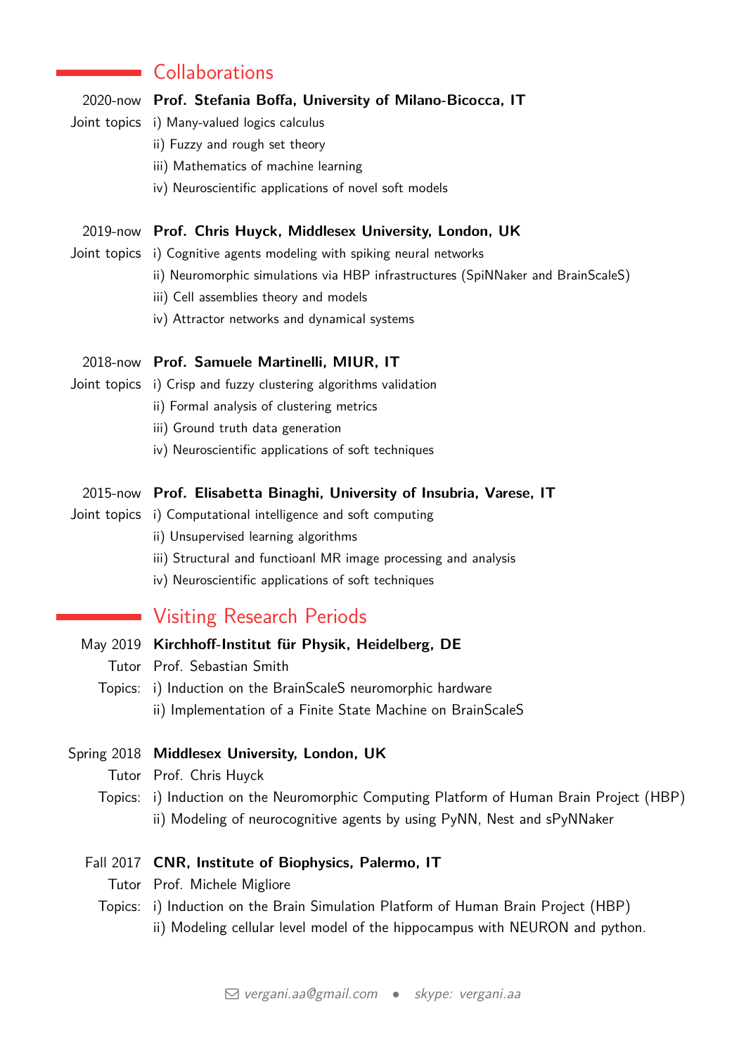## Collaborations

2020-now **Prof. Stefania Boffa, University of Milano-Bicocca, IT**

Joint topics
i) Many-valued logics calculus
ii) Fuzzy and rough set theory
iii) Mathematics of machine learning
iv) Neuroscientific applications of novel soft models

2019-now **Prof. Chris Huyck, Middlesex University, London, UK**

Joint topics
i) Cognitive agents modeling with spiking neural networks
ii) Neuromorphic simulations via HBP infrastructures (SpiNNaker and BrainScaleS)
iii) Cell assemblies theory and models
iv) Attractor networks and dynamical systems

2018-now **Prof. Samuele Martinelli, MIUR, IT**

Joint topics
i) Crisp and fuzzy clustering algorithms validation
ii) Formal analysis of clustering metrics
iii) Ground truth data generation
iv) Neuroscientific applications of soft techniques

2015-now **Prof. Elisabetta Binaghi, University of Insubria, Varese, IT**

Joint topics
i) Computational intelligence and soft computing
ii) Unsupervised learning algorithms
iii) Structural and functioanl MR image processing and analysis
iv) Neuroscientific applications of soft techniques

## Visiting Research Periods

May 2019 **Kirchhoff-Institut für Physik, Heidelberg, DE**

Tutor Prof. Sebastian Smith

Topics:
i) Induction on the BrainScaleS neuromorphic hardware
ii) Implementation of a Finite State Machine on BrainScaleS

Spring 2018 **Middlesex University, London, UK**

Tutor Prof. Chris Huyck

Topics:
i) Induction on the Neuromorphic Computing Platform of Human Brain Project (HBP)
ii) Modeling of neurocognitive agents by using PyNN, Nest and sPyNNaker

Fall 2017 **CNR, Institute of Biophysics, Palermo, IT**

Tutor Prof. Michele Migliore

Topics:
i) Induction on the Brain Simulation Platform of Human Brain Project (HBP)
ii) Modeling cellular level model of the hippocampus with NEURON and python.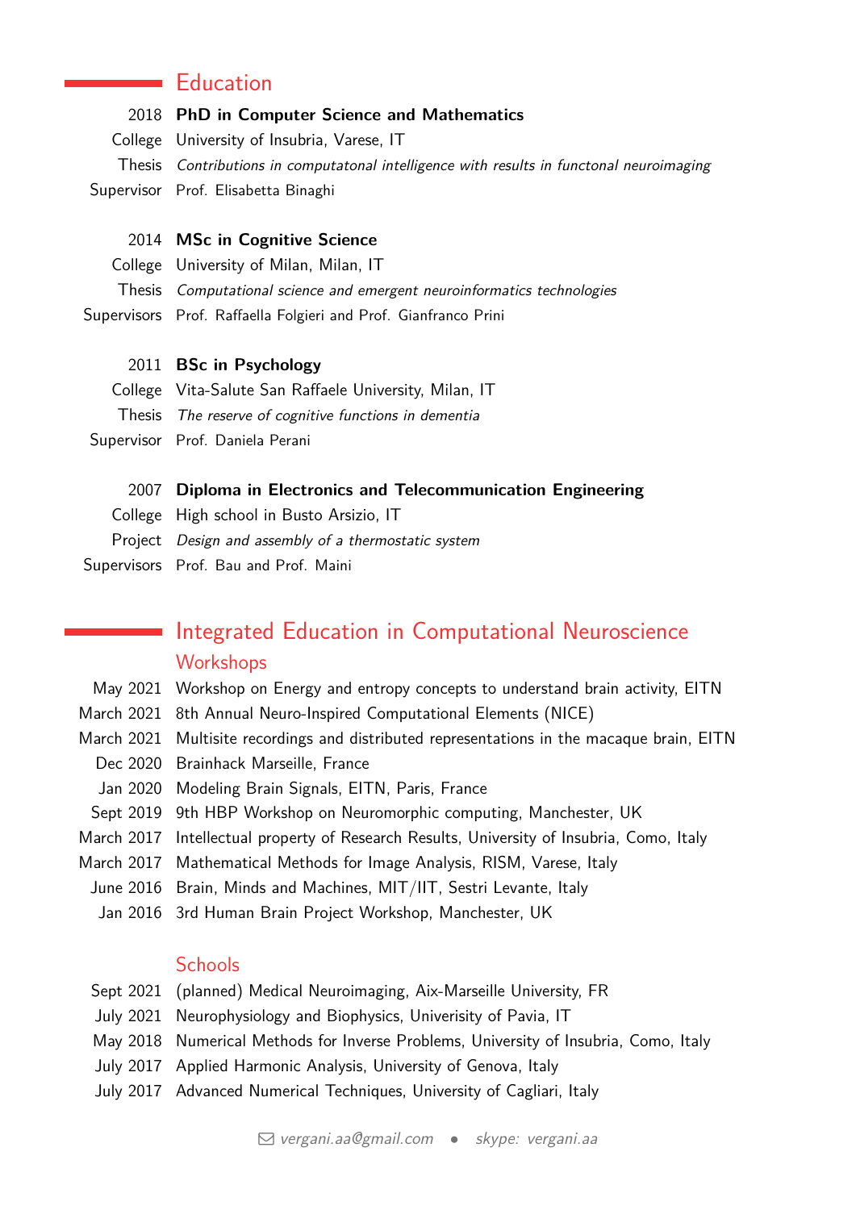## Education

**2018 PhD in Computer Science and Mathematics**

College: University of Insubria, Varese, IT
Thesis: *Contributions in computatonal intelligence with results in functonal neuroimaging*
Supervisor: Prof. Elisabetta Binaghi

**2014 MSc in Cognitive Science**

College: University of Milan, Milan, IT
Thesis: *Computational science and emergent neuroinformatics technologies*
Supervisors: Prof. Raffaella Folgieri and Prof. Gianfranco Prini

**2011 BSc in Psychology**

College: Vita-Salute San Raffaele University, Milan, IT
Thesis: *The reserve of cognitive functions in dementia*
Supervisor: Prof. Daniela Perani

**2007 Diploma in Electronics and Telecommunication Engineering**

College: High school in Busto Arsizio, IT
Project: *Design and assembly of a thermostatic system*
Supervisors: Prof. Bau and Prof. Maini

## Integrated Education in Computational Neuroscience

### Workshops

- May 2021 — Workshop on Energy and entropy concepts to understand brain activity, EITN
- March 2021 — 8th Annual Neuro-Inspired Computational Elements (NICE)
- March 2021 — Multisite recordings and distributed representations in the macaque brain, EITN
- Dec 2020 — Brainhack Marseille, France
- Jan 2020 — Modeling Brain Signals, EITN, Paris, France
- Sept 2019 — 9th HBP Workshop on Neuromorphic computing, Manchester, UK
- March 2017 — Intellectual property of Research Results, University of Insubria, Como, Italy
- March 2017 — Mathematical Methods for Image Analysis, RISM, Varese, Italy
- June 2016 — Brain, Minds and Machines, MIT/IIT, Sestri Levante, Italy
- Jan 2016 — 3rd Human Brain Project Workshop, Manchester, UK

### Schools

- Sept 2021 — (planned) Medical Neuroimaging, Aix-Marseille University, FR
- July 2021 — Neurophysiology and Biophysics, Univerisity of Pavia, IT
- May 2018 — Numerical Methods for Inverse Problems, University of Insubria, Como, Italy
- July 2017 — Applied Harmonic Analysis, University of Genova, Italy
- July 2017 — Advanced Numerical Techniques, University of Cagliari, Italy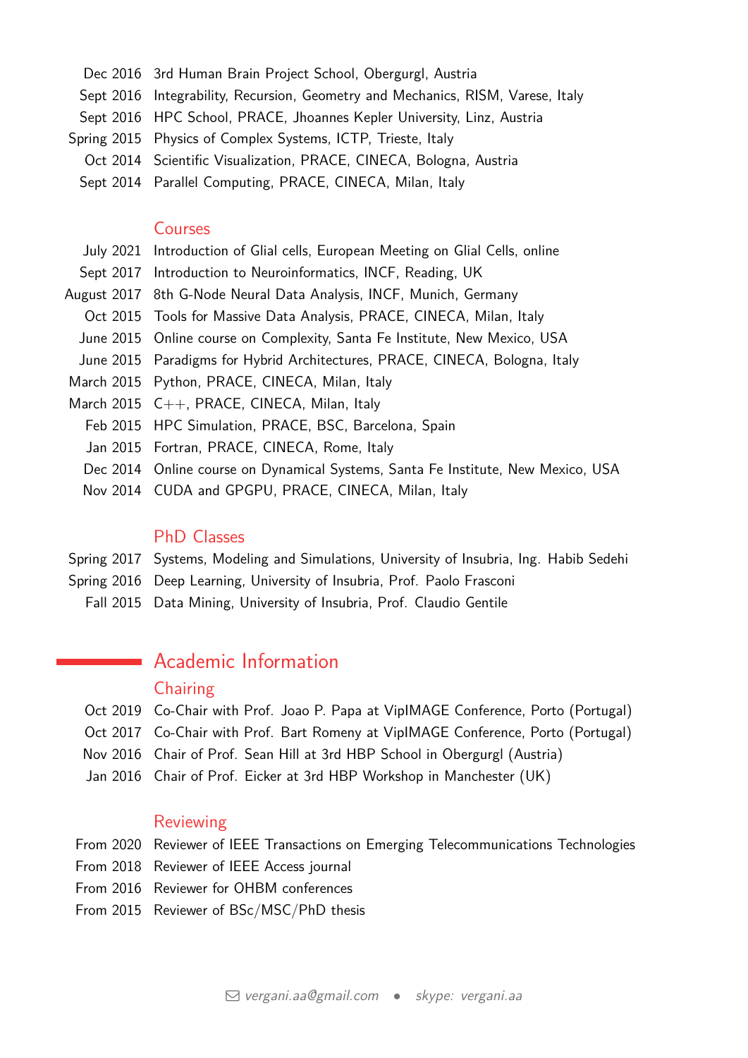Dec 2016 3rd Human Brain Project School, Obergurgl, Austria
Sept 2016 Integrability, Recursion, Geometry and Mechanics, RISM, Varese, Italy
Sept 2016 HPC School, PRACE, Jhoannes Kepler University, Linz, Austria
Spring 2015 Physics of Complex Systems, ICTP, Trieste, Italy
Oct 2014 Scientific Visualization, PRACE, CINECA, Bologna, Austria
Sept 2014 Parallel Computing, PRACE, CINECA, Milan, Italy

### Courses

July 2021 Introduction of Glial cells, European Meeting on Glial Cells, online
Sept 2017 Introduction to Neuroinformatics, INCF, Reading, UK
August 2017 8th G-Node Neural Data Analysis, INCF, Munich, Germany
Oct 2015 Tools for Massive Data Analysis, PRACE, CINECA, Milan, Italy
June 2015 Online course on Complexity, Santa Fe Institute, New Mexico, USA
June 2015 Paradigms for Hybrid Architectures, PRACE, CINECA, Bologna, Italy
March 2015 Python, PRACE, CINECA, Milan, Italy
March 2015 C++, PRACE, CINECA, Milan, Italy
Feb 2015 HPC Simulation, PRACE, BSC, Barcelona, Spain
Jan 2015 Fortran, PRACE, CINECA, Rome, Italy
Dec 2014 Online course on Dynamical Systems, Santa Fe Institute, New Mexico, USA
Nov 2014 CUDA and GPGPU, PRACE, CINECA, Milan, Italy

### PhD Classes

Spring 2017 Systems, Modeling and Simulations, University of Insubria, Ing. Habib Sedehi
Spring 2016 Deep Learning, University of Insubria, Prof. Paolo Frasconi
Fall 2015 Data Mining, University of Insubria, Prof. Claudio Gentile

## Academic Information

### Chairing

Oct 2019 Co-Chair with Prof. Joao P. Papa at VipIMAGE Conference, Porto (Portugal)
Oct 2017 Co-Chair with Prof. Bart Romeny at VipIMAGE Conference, Porto (Portugal)
Nov 2016 Chair of Prof. Sean Hill at 3rd HBP School in Obergurgl (Austria)
Jan 2016 Chair of Prof. Eicker at 3rd HBP Workshop in Manchester (UK)

### Reviewing

From 2020 Reviewer of IEEE Transactions on Emerging Telecommunications Technologies
From 2018 Reviewer of IEEE Access journal
From 2016 Reviewer for OHBM conferences
From 2015 Reviewer of BSc/MSC/PhD thesis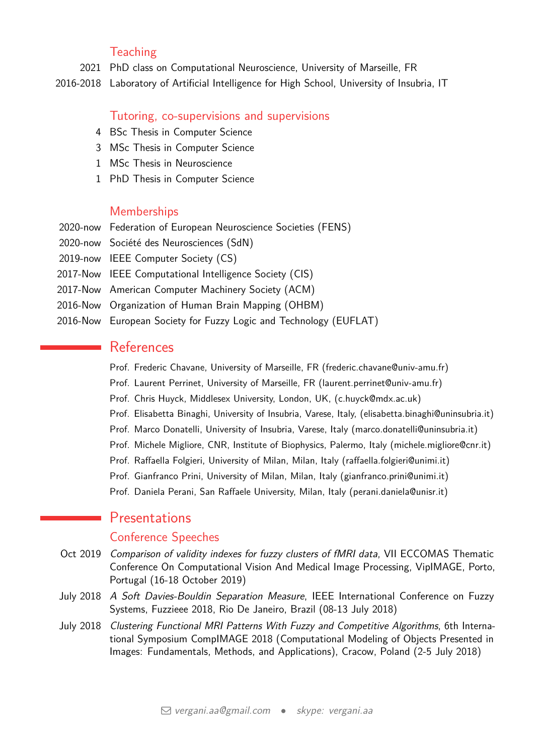### Teaching

2021 PhD class on Computational Neuroscience, University of Marseille, FR

2016-2018 Laboratory of Artificial Intelligence for High School, University of Insubria, IT

### Tutoring, co-supervisions and supervisions

4 BSc Thesis in Computer Science

3 MSc Thesis in Computer Science

1 MSc Thesis in Neuroscience

1 PhD Thesis in Computer Science

### Memberships

2020-now Federation of European Neuroscience Societies (FENS)

2020-now Société des Neurosciences (SdN)

2019-now IEEE Computer Society (CS)

2017-Now IEEE Computational Intelligence Society (CIS)

2017-Now American Computer Machinery Society (ACM)

2016-Now Organization of Human Brain Mapping (OHBM)

2016-Now European Society for Fuzzy Logic and Technology (EUFLAT)

## References

Prof. Frederic Chavane, University of Marseille, FR (frederic.chavane@univ-amu.fr)

Prof. Laurent Perrinet, University of Marseille, FR (laurent.perrinet@univ-amu.fr)

Prof. Chris Huyck, Middlesex University, London, UK, (c.huyck@mdx.ac.uk)

Prof. Elisabetta Binaghi, University of Insubria, Varese, Italy, (elisabetta.binaghi@uninsubria.it)

Prof. Marco Donatelli, University of Insubria, Varese, Italy (marco.donatelli@uninsubria.it)

Prof. Michele Migliore, CNR, Institute of Biophysics, Palermo, Italy (michele.migliore@cnr.it)

Prof. Raffaella Folgieri, University of Milan, Milan, Italy (raffaella.folgieri@unimi.it)

Prof. Gianfranco Prini, University of Milan, Milan, Italy (gianfranco.prini@unimi.it)

Prof. Daniela Perani, San Raffaele University, Milan, Italy (perani.daniela@unisr.it)

## Presentations

### Conference Speeches

Oct 2019 *Comparison of validity indexes for fuzzy clusters of fMRI data*, VII ECCOMAS Thematic Conference On Computational Vision And Medical Image Processing, VipIMAGE, Porto, Portugal (16-18 October 2019)

July 2018 *A Soft Davies-Bouldin Separation Measure*, IEEE International Conference on Fuzzy Systems, Fuzzieee 2018, Rio De Janeiro, Brazil (08-13 July 2018)

July 2018 *Clustering Functional MRI Patterns With Fuzzy and Competitive Algorithms*, 6th International Symposium CompIMAGE 2018 (Computational Modeling of Objects Presented in Images: Fundamentals, Methods, and Applications), Cracow, Poland (2-5 July 2018)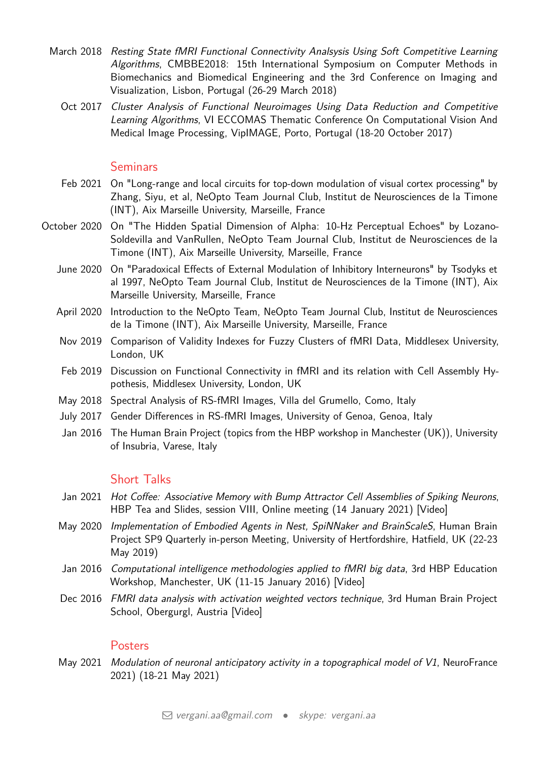March 2018 *Resting State fMRI Functional Connectivity Analsysis Using Soft Competitive Learning Algorithms*, CMBBE2018: 15th International Symposium on Computer Methods in Biomechanics and Biomedical Engineering and the 3rd Conference on Imaging and Visualization, Lisbon, Portugal (26-29 March 2018)

Oct 2017 *Cluster Analysis of Functional Neuroimages Using Data Reduction and Competitive Learning Algorithms*, VI ECCOMAS Thematic Conference On Computational Vision And Medical Image Processing, VipIMAGE, Porto, Portugal (18-20 October 2017)

## Seminars

Feb 2021 On "Long-range and local circuits for top-down modulation of visual cortex processing" by Zhang, Siyu, et al, NeOpto Team Journal Club, Institut de Neurosciences de la Timone (INT), Aix Marseille University, Marseille, France

October 2020 On "The Hidden Spatial Dimension of Alpha: 10-Hz Perceptual Echoes" by Lozano-Soldevilla and VanRullen, NeOpto Team Journal Club, Institut de Neurosciences de la Timone (INT), Aix Marseille University, Marseille, France

June 2020 On "Paradoxical Effects of External Modulation of Inhibitory Interneurons" by Tsodyks et al 1997, NeOpto Team Journal Club, Institut de Neurosciences de la Timone (INT), Aix Marseille University, Marseille, France

April 2020 Introduction to the NeOpto Team, NeOpto Team Journal Club, Institut de Neurosciences de la Timone (INT), Aix Marseille University, Marseille, France

Nov 2019 Comparison of Validity Indexes for Fuzzy Clusters of fMRI Data, Middlesex University, London, UK

Feb 2019 Discussion on Functional Connectivity in fMRI and its relation with Cell Assembly Hypothesis, Middlesex University, London, UK

May 2018 Spectral Analysis of RS-fMRI Images, Villa del Grumello, Como, Italy

July 2017 Gender Differences in RS-fMRI Images, University of Genoa, Genoa, Italy

Jan 2016 The Human Brain Project (topics from the HBP workshop in Manchester (UK)), University of Insubria, Varese, Italy

## Short Talks

Jan 2021 *Hot Coffee: Associative Memory with Bump Attractor Cell Assemblies of Spiking Neurons*, HBP Tea and Slides, session VIII, Online meeting (14 January 2021) [Video]

May 2020 *Implementation of Embodied Agents in Nest, SpiNNaker and BrainScaleS*, Human Brain Project SP9 Quarterly in-person Meeting, University of Hertfordshire, Hatfield, UK (22-23 May 2019)

Jan 2016 *Computational intelligence methodologies applied to fMRI big data*, 3rd HBP Education Workshop, Manchester, UK (11-15 January 2016) [Video]

Dec 2016 *FMRI data analysis with activation weighted vectors technique*, 3rd Human Brain Project School, Obergurgl, Austria [Video]

## Posters

May 2021 *Modulation of neuronal anticipatory activity in a topographical model of V1*, NeuroFrance 2021) (18-21 May 2021)

vergani.aa@gmail.com • skype: vergani.aa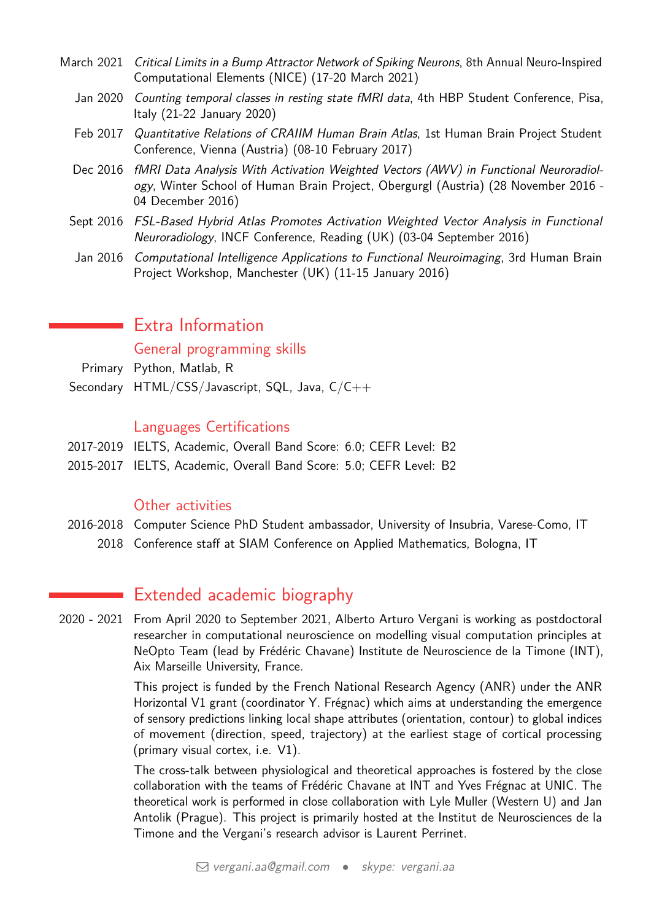| | |
|---|---|
| March 2021 | *Critical Limits in a Bump Attractor Network of Spiking Neurons*, 8th Annual Neuro-Inspired Computational Elements (NICE) (17-20 March 2021) |
| Jan 2020 | *Counting temporal classes in resting state fMRI data*, 4th HBP Student Conference, Pisa, Italy (21-22 January 2020) |
| Feb 2017 | *Quantitative Relations of CRAIIM Human Brain Atlas*, 1st Human Brain Project Student Conference, Vienna (Austria) (08-10 February 2017) |
| Dec 2016 | *fMRI Data Analysis With Activation Weighted Vectors (AWV) in Functional Neuroradiology*, Winter School of Human Brain Project, Obergurgl (Austria) (28 November 2016 - 04 December 2016) |
| Sept 2016 | *FSL-Based Hybrid Atlas Promotes Activation Weighted Vector Analysis in Functional Neuroradiology*, INCF Conference, Reading (UK) (03-04 September 2016) |
| Jan 2016 | *Computational Intelligence Applications to Functional Neuroimaging*, 3rd Human Brain Project Workshop, Manchester (UK) (11-15 January 2016) |

## Extra Information

### General programming skills

| | |
|---|---|
| Primary | Python, Matlab, R |
| Secondary | HTML/CSS/Javascript, SQL, Java, C/C++ |

### Languages Certifications

| | |
|---|---|
| 2017-2019 | IELTS, Academic, Overall Band Score: 6.0; CEFR Level: B2 |
| 2015-2017 | IELTS, Academic, Overall Band Score: 5.0; CEFR Level: B2 |

### Other activities

| | |
|---|---|
| 2016-2018 | Computer Science PhD Student ambassador, University of Insubria, Varese-Como, IT |
| 2018 | Conference staff at SIAM Conference on Applied Mathematics, Bologna, IT |

## Extended academic biography

**2020 - 2021**

From April 2020 to September 2021, Alberto Arturo Vergani is working as postdoctoral researcher in computational neuroscience on modelling visual computation principles at NeOpto Team (lead by Frédéric Chavane) Institute de Neuroscience de la Timone (INT), Aix Marseille University, France.

This project is funded by the French National Research Agency (ANR) under the ANR Horizontal V1 grant (coordinator Y. Frégnac) which aims at understanding the emergence of sensory predictions linking local shape attributes (orientation, contour) to global indices of movement (direction, speed, trajectory) at the earliest stage of cortical processing (primary visual cortex, i.e. V1).

The cross-talk between physiological and theoretical approaches is fostered by the close collaboration with the teams of Frédéric Chavane at INT and Yves Frégnac at UNIC. The theoretical work is performed in close collaboration with Lyle Muller (Western U) and Jan Antolik (Prague). This project is primarily hosted at the Institut de Neurosciences de la Timone and the Vergani's research advisor is Laurent Perrinet.

vergani.aa@gmail.com • skype: vergani.aa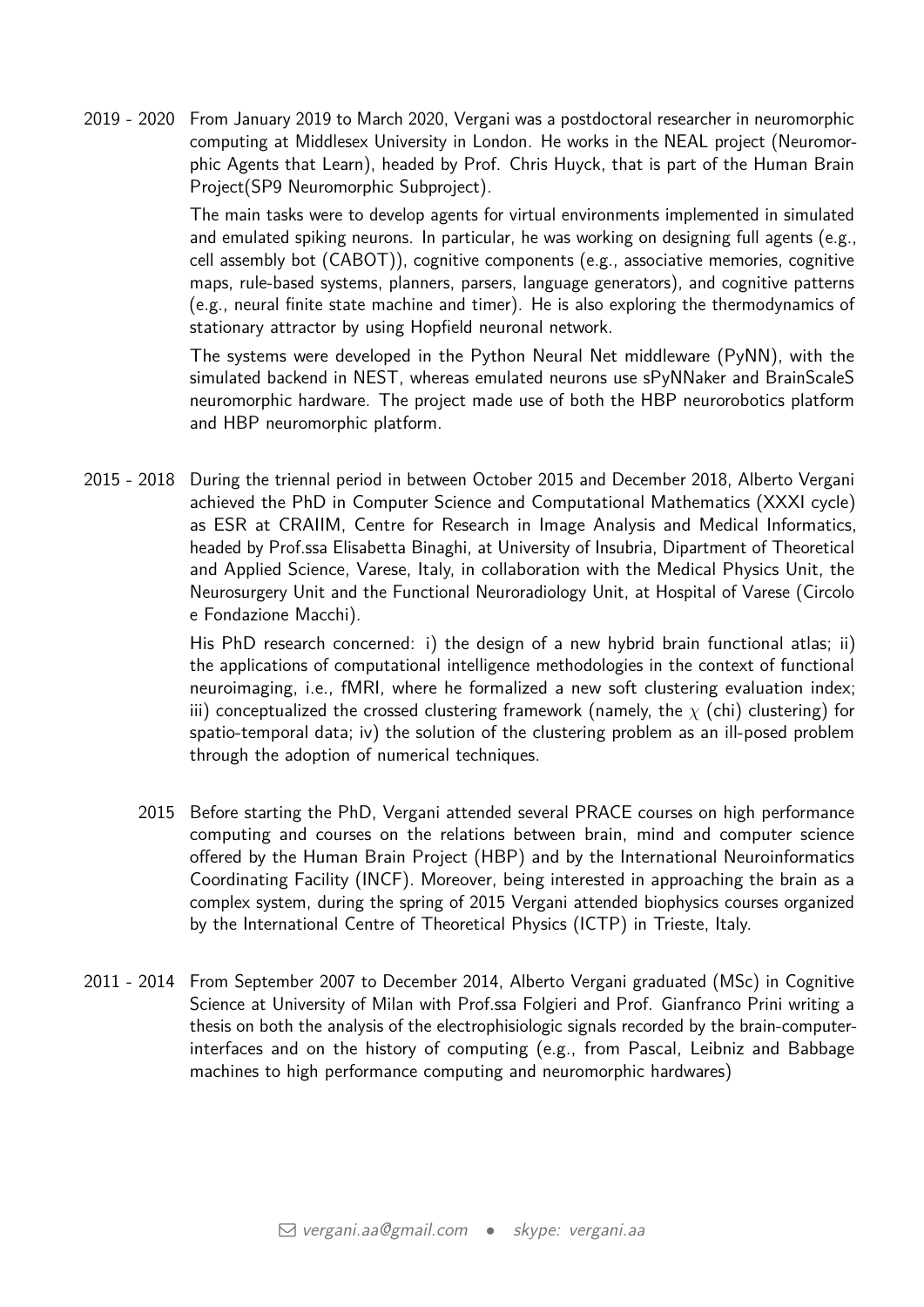**2019 - 2020** From January 2019 to March 2020, Vergani was a postdoctoral researcher in neuromorphic computing at Middlesex University in London. He works in the NEAL project (Neuromorphic Agents that Learn), headed by Prof. Chris Huyck, that is part of the Human Brain Project(SP9 Neuromorphic Subproject).

The main tasks were to develop agents for virtual environments implemented in simulated and emulated spiking neurons. In particular, he was working on designing full agents (e.g., cell assembly bot (CABOT)), cognitive components (e.g., associative memories, cognitive maps, rule-based systems, planners, parsers, language generators), and cognitive patterns (e.g., neural finite state machine and timer). He is also exploring the thermodynamics of stationary attractor by using Hopfield neuronal network.

The systems were developed in the Python Neural Net middleware (PyNN), with the simulated backend in NEST, whereas emulated neurons use sPyNNaker and BrainScaleS neuromorphic hardware. The project made use of both the HBP neurorobotics platform and HBP neuromorphic platform.

**2015 - 2018** During the triennal period in between October 2015 and December 2018, Alberto Vergani achieved the PhD in Computer Science and Computational Mathematics (XXXI cycle) as ESR at CRAIIM, Centre for Research in Image Analysis and Medical Informatics, headed by Prof.ssa Elisabetta Binaghi, at University of Insubria, Dipartment of Theoretical and Applied Science, Varese, Italy, in collaboration with the Medical Physics Unit, the Neurosurgery Unit and the Functional Neuroradiology Unit, at Hospital of Varese (Circolo e Fondazione Macchi).

His PhD research concerned: i) the design of a new hybrid brain functional atlas; ii) the applications of computational intelligence methodologies in the context of functional neuroimaging, i.e., fMRI, where he formalized a new soft clustering evaluation index; iii) conceptualized the crossed clustering framework (namely, the $\chi$ (chi) clustering) for spatio-temporal data; iv) the solution of the clustering problem as an ill-posed problem through the adoption of numerical techniques.

**2015** Before starting the PhD, Vergani attended several PRACE courses on high performance computing and courses on the relations between brain, mind and computer science offered by the Human Brain Project (HBP) and by the International Neuroinformatics Coordinating Facility (INCF). Moreover, being interested in approaching the brain as a complex system, during the spring of 2015 Vergani attended biophysics courses organized by the International Centre of Theoretical Physics (ICTP) in Trieste, Italy.

**2011 - 2014** From September 2007 to December 2014, Alberto Vergani graduated (MSc) in Cognitive Science at University of Milan with Prof.ssa Folgieri and Prof. Gianfranco Prini writing a thesis on both the analysis of the electrophisiologic signals recorded by the brain-computer-interfaces and on the history of computing (e.g., from Pascal, Leibniz and Babbage machines to high performance computing and neuromorphic hardwares)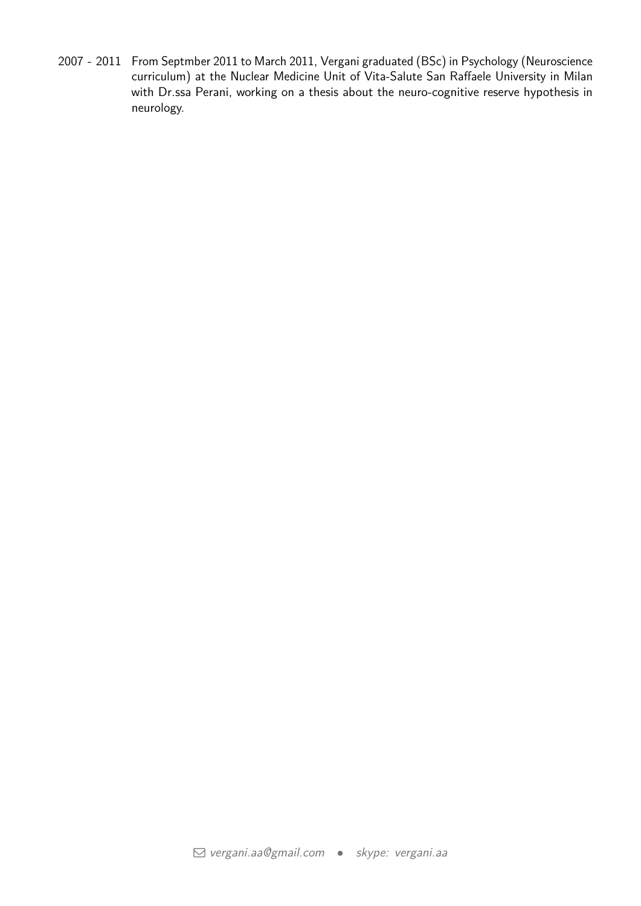2007 - 2011 From Septmber 2011 to March 2011, Vergani graduated (BSc) in Psychology (Neuroscience curriculum) at the Nuclear Medicine Unit of Vita-Salute San Raffaele University in Milan with Dr.ssa Perani, working on a thesis about the neuro-cognitive reserve hypothesis in neurology.

vergani.aa@gmail.com • skype: vergani.aa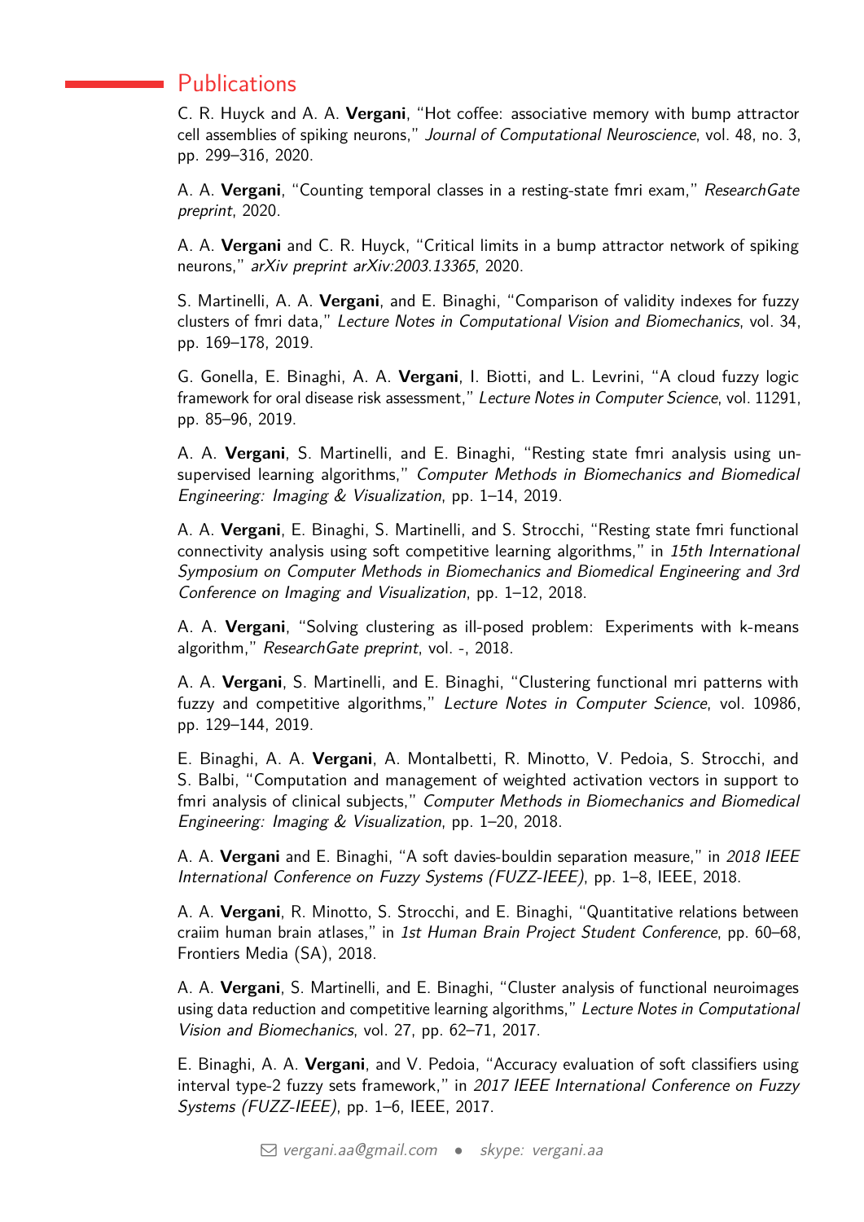## Publications

C. R. Huyck and A. A. **Vergani**, "Hot coffee: associative memory with bump attractor cell assemblies of spiking neurons," *Journal of Computational Neuroscience*, vol. 48, no. 3, pp. 299–316, 2020.

A. A. **Vergani**, "Counting temporal classes in a resting-state fmri exam," *ResearchGate preprint*, 2020.

A. A. **Vergani** and C. R. Huyck, "Critical limits in a bump attractor network of spiking neurons," *arXiv preprint arXiv:2003.13365*, 2020.

S. Martinelli, A. A. **Vergani**, and E. Binaghi, "Comparison of validity indexes for fuzzy clusters of fmri data," *Lecture Notes in Computational Vision and Biomechanics*, vol. 34, pp. 169–178, 2019.

G. Gonella, E. Binaghi, A. A. **Vergani**, I. Biotti, and L. Levrini, "A cloud fuzzy logic framework for oral disease risk assessment," *Lecture Notes in Computer Science*, vol. 11291, pp. 85–96, 2019.

A. A. **Vergani**, S. Martinelli, and E. Binaghi, "Resting state fmri analysis using unsupervised learning algorithms," *Computer Methods in Biomechanics and Biomedical Engineering: Imaging & Visualization*, pp. 1–14, 2019.

A. A. **Vergani**, E. Binaghi, S. Martinelli, and S. Strocchi, "Resting state fmri functional connectivity analysis using soft competitive learning algorithms," in *15th International Symposium on Computer Methods in Biomechanics and Biomedical Engineering and 3rd Conference on Imaging and Visualization*, pp. 1–12, 2018.

A. A. **Vergani**, "Solving clustering as ill-posed problem: Experiments with k-means algorithm," *ResearchGate preprint*, vol. -, 2018.

A. A. **Vergani**, S. Martinelli, and E. Binaghi, "Clustering functional mri patterns with fuzzy and competitive algorithms," *Lecture Notes in Computer Science*, vol. 10986, pp. 129–144, 2019.

E. Binaghi, A. A. **Vergani**, A. Montalbetti, R. Minotto, V. Pedoia, S. Strocchi, and S. Balbi, "Computation and management of weighted activation vectors in support to fmri analysis of clinical subjects," *Computer Methods in Biomechanics and Biomedical Engineering: Imaging & Visualization*, pp. 1–20, 2018.

A. A. **Vergani** and E. Binaghi, "A soft davies-bouldin separation measure," in *2018 IEEE International Conference on Fuzzy Systems (FUZZ-IEEE)*, pp. 1–8, IEEE, 2018.

A. A. **Vergani**, R. Minotto, S. Strocchi, and E. Binaghi, "Quantitative relations between craiim human brain atlases," in *1st Human Brain Project Student Conference*, pp. 60–68, Frontiers Media (SA), 2018.

A. A. **Vergani**, S. Martinelli, and E. Binaghi, "Cluster analysis of functional neuroimages using data reduction and competitive learning algorithms," *Lecture Notes in Computational Vision and Biomechanics*, vol. 27, pp. 62–71, 2017.

E. Binaghi, A. A. **Vergani**, and V. Pedoia, "Accuracy evaluation of soft classifiers using interval type-2 fuzzy sets framework," in *2017 IEEE International Conference on Fuzzy Systems (FUZZ-IEEE)*, pp. 1–6, IEEE, 2017.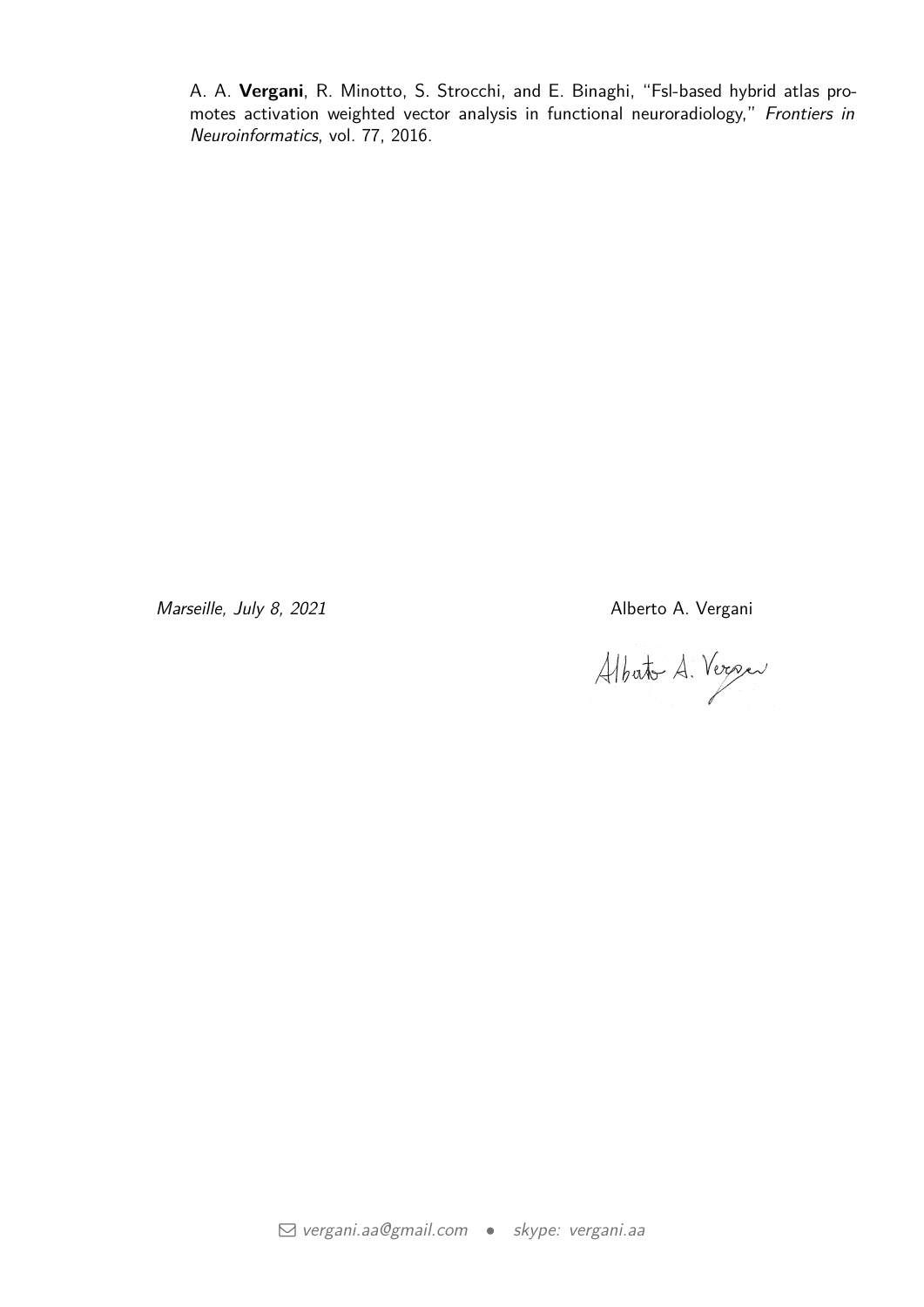A. A. **Vergani**, R. Minotto, S. Strocchi, and E. Binaghi, "Fsl-based hybrid atlas promotes activation weighted vector analysis in functional neuroradiology," *Frontiers in Neuroinformatics*, vol. 77, 2016.

*Marseille, July 8, 2021*

Alberto A. Vergani

vergani.aa@gmail.com • skype: vergani.aa